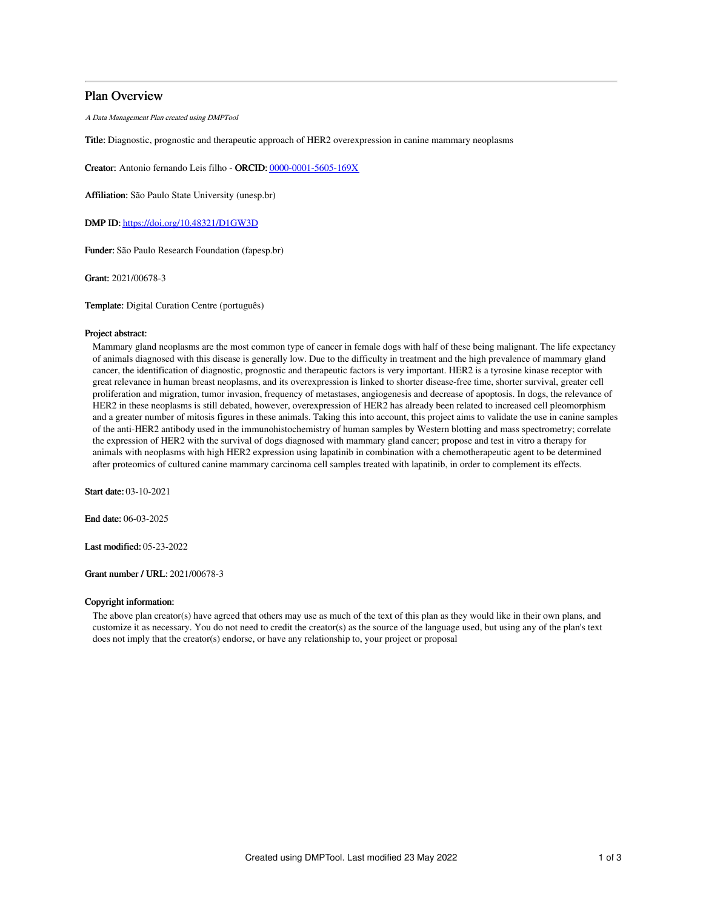# Plan Overview

*A Data Management Plan created using DMPTool*

**Title:** Diagnostic, prognostic and therapeutic approach of HER2 overexpression in canine mammary neoplasms

**Creator:** Antonio fernando Leis filho - **ORCID:** [0000-0001-5605-169X](https://orcid.org/0000-0001-5605-169X)

**Affiliation:** São Paulo State University (unesp.br)

**DMP ID:** [https://doi.org/10.48321/D1GW3D](https://doi.org/10.48321/D1GW3D)

**Funder:** São Paulo Research Foundation (fapesp.br)

**Grant:** 2021/00678-3

**Template:** Digital Curation Centre (português)

**Project abstract:**

Mammary gland neoplasms are the most common type of cancer in female dogs with half of these being malignant. The life expectancy of animals diagnosed with this disease is generally low. Due to the difficulty in treatment and the high prevalence of mammary gland cancer, the identification of diagnostic, prognostic and therapeutic factors is very important. HER2 is a tyrosine kinase receptor with great relevance in human breast neoplasms, and its overexpression is linked to shorter disease-free time, shorter survival, greater cell proliferation and migration, tumor invasion, frequency of metastases, angiogenesis and decrease of apoptosis. In dogs, the relevance of HER2 in these neoplasms is still debated, however, overexpression of HER2 has already been related to increased cell pleomorphism and a greater number of mitosis figures in these animals. Taking this into account, this project aims to validate the use in canine samples of the anti-HER2 antibody used in the immunohistochemistry of human samples by Western blotting and mass spectrometry; correlate the expression of HER2 with the survival of dogs diagnosed with mammary gland cancer; propose and test in vitro a therapy for animals with neoplasms with high HER2 expression using lapatinib in combination with a chemotherapeutic agent to be determined after proteomics of cultured canine mammary carcinoma cell samples treated with lapatinib, in order to complement its effects.

**Start date:** 03-10-2021

**End date:** 06-03-2025

**Last modified:** 05-23-2022

**Grant number / URL:** 2021/00678-3

**Copyright information:**

The above plan creator(s) have agreed that others may use as much of the text of this plan as they would like in their own plans, and customize it as necessary. You do not need to credit the creator(s) as the source of the language used, but using any of the plan's text does not imply that the creator(s) endorse, or have any relationship to, your project or proposal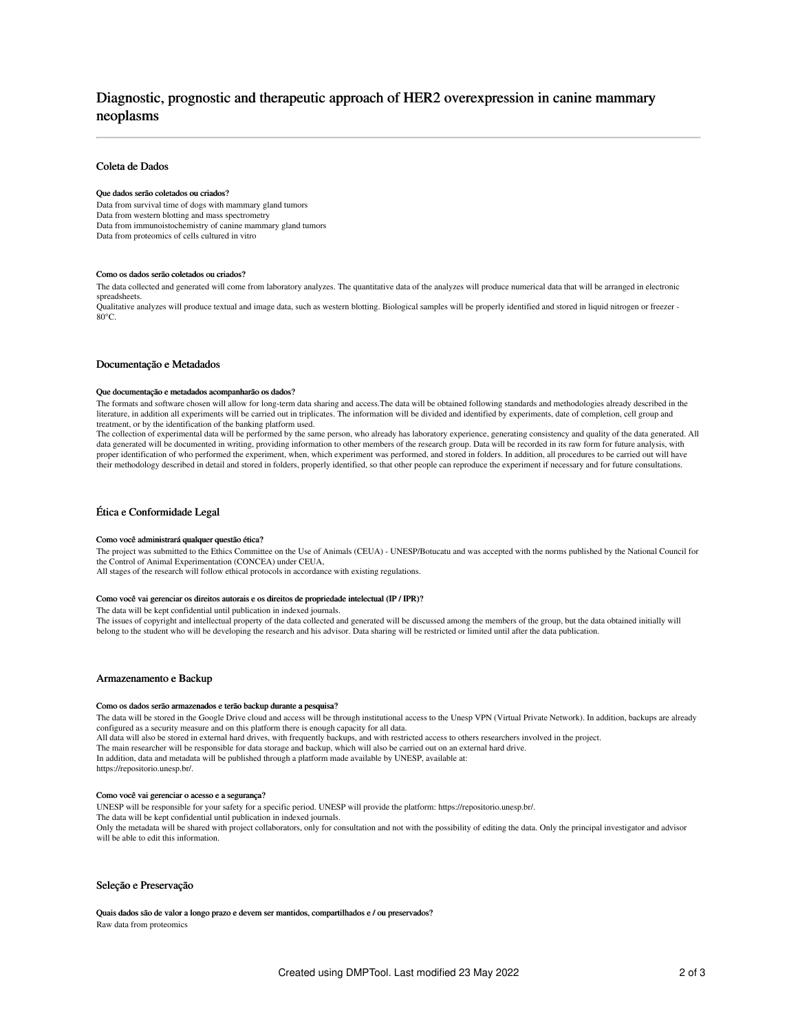# Diagnostic, prognostic and therapeutic approach of HER2 overexpression in canine mammary neoplasms

## Coleta de Dados

### Que dados serão coletados ou criados?

Data from survival time of dogs with mammary gland tumors
Data from western blotting and mass spectrometry
Data from immunoistochemistry of canine mammary gland tumors
Data from proteomics of cells cultured in vitro

### Como os dados serão coletados ou criados?

The data collected and generated will come from laboratory analyzes. The quantitative data of the analyzes will produce numerical data that will be arranged in electronic spreadsheets.
Qualitative analyzes will produce textual and image data, such as western blotting. Biological samples will be properly identified and stored in liquid nitrogen or freezer -80°C.

## Documentação e Metadados

### Que documentação e metadados acompanharão os dados?

The formats and software chosen will allow for long-term data sharing and access.The data will be obtained following standards and methodologies already described in the literature, in addition all experiments will be carried out in triplicates. The information will be divided and identified by experiments, date of completion, cell group and treatment, or by the identification of the banking platform used.
The collection of experimental data will be performed by the same person, who already has laboratory experience, generating consistency and quality of the data generated. All data generated will be documented in writing, providing information to other members of the research group. Data will be recorded in its raw form for future analysis, with proper identification of who performed the experiment, when, which experiment was performed, and stored in folders. In addition, all procedures to be carried out will have their methodology described in detail and stored in folders, properly identified, so that other people can reproduce the experiment if necessary and for future consultations.

## Ética e Conformidade Legal

### Como você administrará qualquer questão ética?

The project was submitted to the Ethics Committee on the Use of Animals (CEUA) - UNESP/Botucatu and was accepted with the norms published by the National Council for the Control of Animal Experimentation (CONCEA) under CEUA,
All stages of the research will follow ethical protocols in accordance with existing regulations.

### Como você vai gerenciar os direitos autorais e os direitos de propriedade intelectual (IP / IPR)?

The data will be kept confidential until publication in indexed journals.
The issues of copyright and intellectual property of the data collected and generated will be discussed among the members of the group, but the data obtained initially will belong to the student who will be developing the research and his advisor. Data sharing will be restricted or limited until after the data publication.

## Armazenamento e Backup

### Como os dados serão armazenados e terão backup durante a pesquisa?

The data will be stored in the Google Drive cloud and access will be through institutional access to the Unesp VPN (Virtual Private Network). In addition, backups are already configured as a security measure and on this platform there is enough capacity for all data.
All data will also be stored in external hard drives, with frequently backups, and with restricted access to others researchers involved in the project.
The main researcher will be responsible for data storage and backup, which will also be carried out on an external hard drive.
In addition, data and metadata will be published through a platform made available by UNESP, available at:
https://repositorio.unesp.br/.

### Como você vai gerenciar o acesso e a segurança?

UNESP will be responsible for your safety for a specific period. UNESP will provide the platform: https://repositorio.unesp.br/.
The data will be kept confidential until publication in indexed journals.
Only the metadata will be shared with project collaborators, only for consultation and not with the possibility of editing the data. Only the principal investigator and advisor will be able to edit this information.

## Seleção e Preservação

### Quais dados são de valor a longo prazo e devem ser mantidos, compartilhados e / ou preservados?

Raw data from proteomics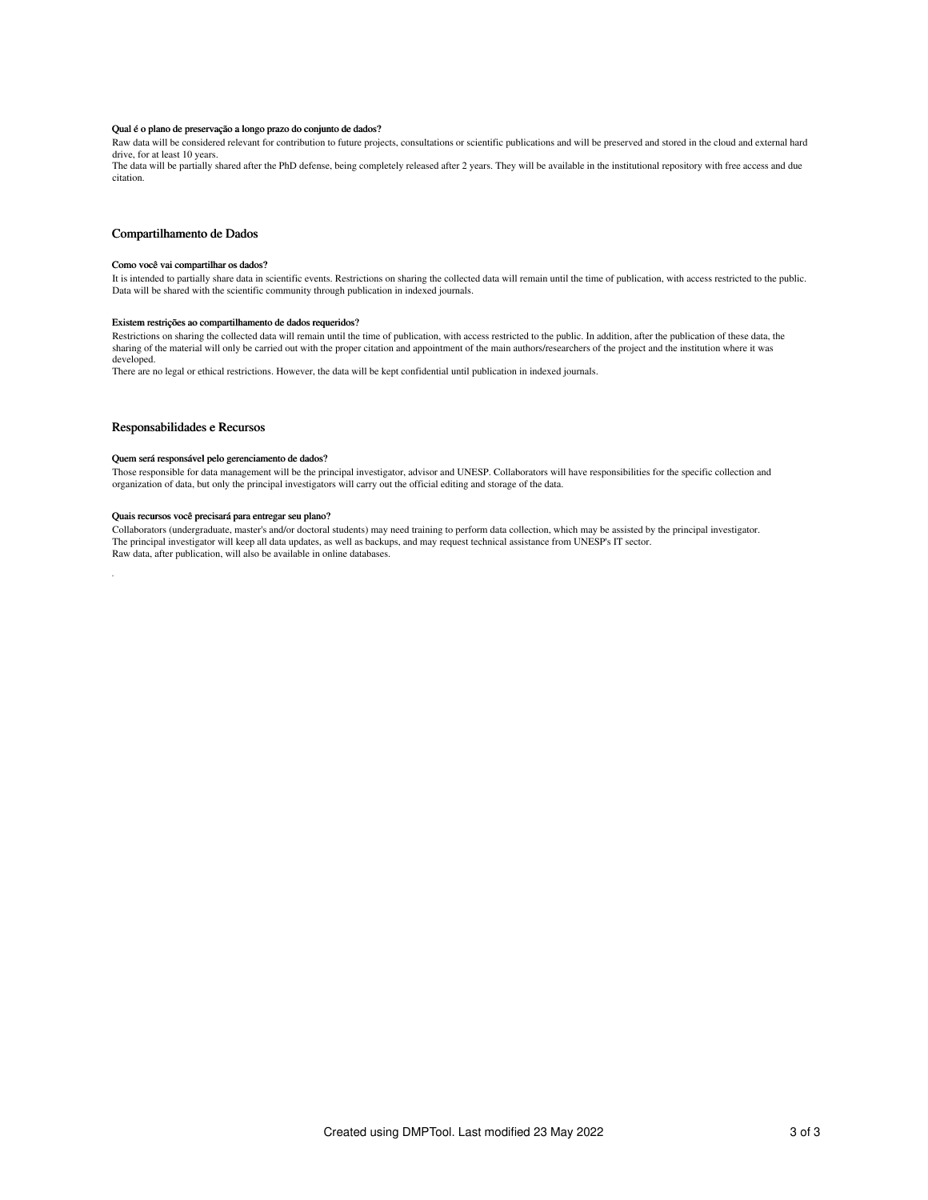### Qual é o plano de preservação a longo prazo do conjunto de dados?

Raw data will be considered relevant for contribution to future projects, consultations or scientific publications and will be preserved and stored in the cloud and external hard drive, for at least 10 years.
The data will be partially shared after the PhD defense, being completely released after 2 years. They will be available in the institutional repository with free access and due citation.

## Compartilhamento de Dados

### Como você vai compartilhar os dados?

It is intended to partially share data in scientific events. Restrictions on sharing the collected data will remain until the time of publication, with access restricted to the public. Data will be shared with the scientific community through publication in indexed journals.

### Existem restrições ao compartilhamento de dados requeridos?

Restrictions on sharing the collected data will remain until the time of publication, with access restricted to the public. In addition, after the publication of these data, the sharing of the material will only be carried out with the proper citation and appointment of the main authors/researchers of the project and the institution where it was developed.
There are no legal or ethical restrictions. However, the data will be kept confidential until publication in indexed journals.

## Responsabilidades e Recursos

### Quem será responsável pelo gerenciamento de dados?

Those responsible for data management will be the principal investigator, advisor and UNESP. Collaborators will have responsibilities for the specific collection and organization of data, but only the principal investigators will carry out the official editing and storage of the data.

### Quais recursos você precisará para entregar seu plano?

Collaborators (undergraduate, master's and/or doctoral students) may need training to perform data collection, which may be assisted by the principal investigator.
The principal investigator will keep all data updates, as well as backups, and may request technical assistance from UNESP's IT sector.
Raw data, after publication, will also be available in online databases.

Created using DMPTool. Last modified 23 May 2022